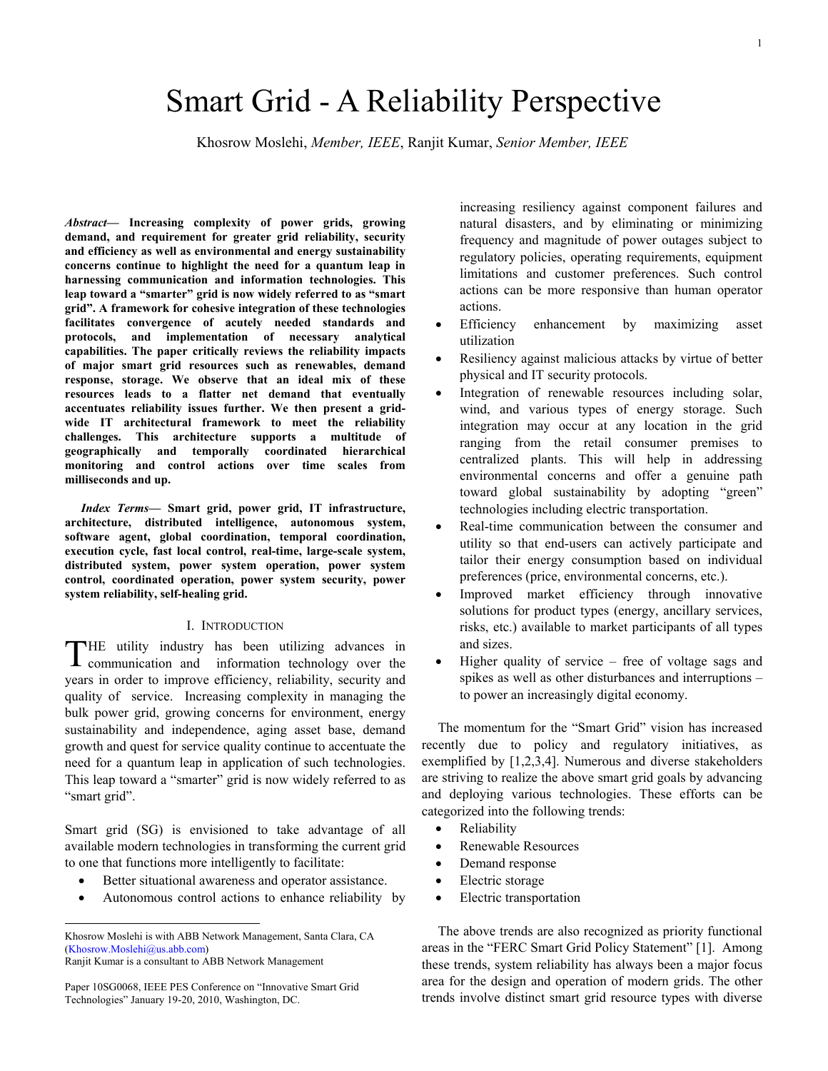# Smart Grid - A Reliability Perspective

Khosrow Moslehi, *Member, IEEE*, Ranjit Kumar, *Senior Member, IEEE*

***Abstract*— Increasing complexity of power grids, growing demand, and requirement for greater grid reliability, security and efficiency as well as environmental and energy sustainability concerns continue to highlight the need for a quantum leap in harnessing communication and information technologies. This leap toward a "smarter" grid is now widely referred to as "smart grid". A framework for cohesive integration of these technologies facilitates convergence of acutely needed standards and protocols, and implementation of necessary analytical capabilities. The paper critically reviews the reliability impacts of major smart grid resources such as renewables, demand response, storage. We observe that an ideal mix of these resources leads to a flatter net demand that eventually accentuates reliability issues further. We then present a grid-wide IT architectural framework to meet the reliability challenges. This architecture supports a multitude of geographically and temporally coordinated hierarchical monitoring and control actions over time scales from milliseconds and up.**

***Index Terms*— Smart grid, power grid, IT infrastructure, architecture, distributed intelligence, autonomous system, software agent, global coordination, temporal coordination, execution cycle, fast local control, real-time, large-scale system, distributed system, power system operation, power system control, coordinated operation, power system security, power system reliability, self-healing grid.**

## I. Introduction

The utility industry has been utilizing advances in communication and information technology over the years in order to improve efficiency, reliability, security and quality of service. Increasing complexity in managing the bulk power grid, growing concerns for environment, energy sustainability and independence, aging asset base, demand growth and quest for service quality continue to accentuate the need for a quantum leap in application of such technologies. This leap toward a "smarter" grid is now widely referred to as "smart grid".

Smart grid (SG) is envisioned to take advantage of all available modern technologies in transforming the current grid to one that functions more intelligently to facilitate:

- Better situational awareness and operator assistance.
- Autonomous control actions to enhance reliability by increasing resiliency against component failures and natural disasters, and by eliminating or minimizing frequency and magnitude of power outages subject to regulatory policies, operating requirements, equipment limitations and customer preferences. Such control actions can be more responsive than human operator actions.
- Efficiency enhancement by maximizing asset utilization
- Resiliency against malicious attacks by virtue of better physical and IT security protocols.
- Integration of renewable resources including solar, wind, and various types of energy storage. Such integration may occur at any location in the grid ranging from the retail consumer premises to centralized plants. This will help in addressing environmental concerns and offer a genuine path toward global sustainability by adopting "green" technologies including electric transportation.
- Real-time communication between the consumer and utility so that end-users can actively participate and tailor their energy consumption based on individual preferences (price, environmental concerns, etc.).
- Improved market efficiency through innovative solutions for product types (energy, ancillary services, risks, etc.) available to market participants of all types and sizes.
- Higher quality of service – free of voltage sags and spikes as well as other disturbances and interruptions – to power an increasingly digital economy.

The momentum for the "Smart Grid" vision has increased recently due to policy and regulatory initiatives, as exemplified by [1,2,3,4]. Numerous and diverse stakeholders are striving to realize the above smart grid goals by advancing and deploying various technologies. These efforts can be categorized into the following trends:

- Reliability
- Renewable Resources
- Demand response
- Electric storage
- Electric transportation

The above trends are also recognized as priority functional areas in the "FERC Smart Grid Policy Statement" [1]. Among these trends, system reliability has always been a major focus area for the design and operation of modern grids. The other trends involve distinct smart grid resource types with diverse

---

Khosrow Moslehi is with ABB Network Management, Santa Clara, CA (Khosrow.Moslehi@us.abb.com)

Ranjit Kumar is a consultant to ABB Network Management

Paper 10SG0068, IEEE PES Conference on "Innovative Smart Grid Technologies" January 19-20, 2010, Washington, DC.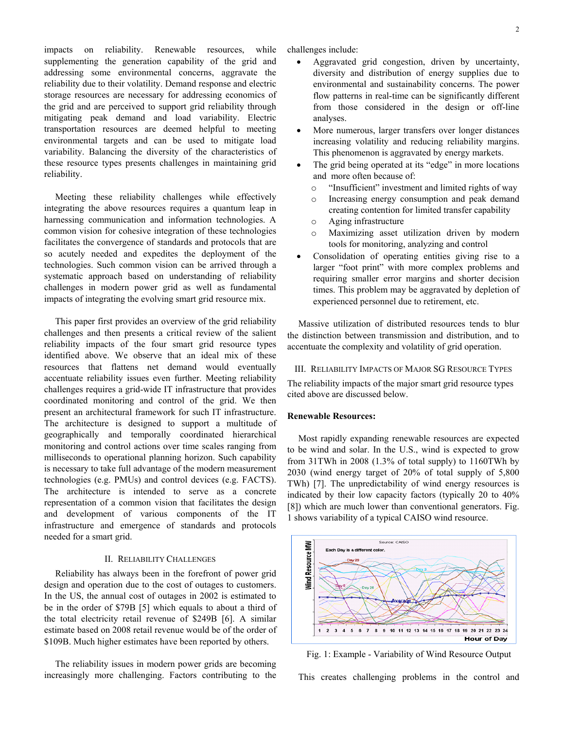impacts on reliability. Renewable resources, while supplementing the generation capability of the grid and addressing some environmental concerns, aggravate the reliability due to their volatility. Demand response and electric storage resources are necessary for addressing economics of the grid and are perceived to support grid reliability through mitigating peak demand and load variability. Electric transportation resources are deemed helpful to meeting environmental targets and can be used to mitigate load variability. Balancing the diversity of the characteristics of these resource types presents challenges in maintaining grid reliability.

Meeting these reliability challenges while effectively integrating the above resources requires a quantum leap in harnessing communication and information technologies. A common vision for cohesive integration of these technologies facilitates the convergence of standards and protocols that are so acutely needed and expedites the deployment of the technologies. Such common vision can be arrived through a systematic approach based on understanding of reliability challenges in modern power grid as well as fundamental impacts of integrating the evolving smart grid resource mix.

This paper first provides an overview of the grid reliability challenges and then presents a critical review of the salient reliability impacts of the four smart grid resource types identified above. We observe that an ideal mix of these resources that flattens net demand would eventually accentuate reliability issues even further. Meeting reliability challenges requires a grid-wide IT infrastructure that provides coordinated monitoring and control of the grid. We then present an architectural framework for such IT infrastructure. The architecture is designed to support a multitude of geographically and temporally coordinated hierarchical monitoring and control actions over time scales ranging from milliseconds to operational planning horizon. Such capability is necessary to take full advantage of the modern measurement technologies (e.g. PMUs) and control devices (e.g. FACTS). The architecture is intended to serve as a concrete representation of a common vision that facilitates the design and development of various components of the IT infrastructure and emergence of standards and protocols needed for a smart grid.

## II. Reliability Challenges

Reliability has always been in the forefront of power grid design and operation due to the cost of outages to customers. In the US, the annual cost of outages in 2002 is estimated to be in the order of \$79B [5] which equals to about a third of the total electricity retail revenue of \$249B [6]. A similar estimate based on 2008 retail revenue would be of the order of \$109B. Much higher estimates have been reported by others.

The reliability issues in modern power grids are becoming increasingly more challenging. Factors contributing to the challenges include:

- Aggravated grid congestion, driven by uncertainty, diversity and distribution of energy supplies due to environmental and sustainability concerns. The power flow patterns in real-time can be significantly different from those considered in the design or off-line analyses.
- More numerous, larger transfers over longer distances increasing volatility and reducing reliability margins. This phenomenon is aggravated by energy markets.
- The grid being operated at its "edge" in more locations and more often because of:
  - "Insufficient" investment and limited rights of way
  - Increasing energy consumption and peak demand creating contention for limited transfer capability
  - Aging infrastructure
  - Maximizing asset utilization driven by modern tools for monitoring, analyzing and control
- Consolidation of operating entities giving rise to a larger "foot print" with more complex problems and requiring smaller error margins and shorter decision times. This problem may be aggravated by depletion of experienced personnel due to retirement, etc.

Massive utilization of distributed resources tends to blur the distinction between transmission and distribution, and to accentuate the complexity and volatility of grid operation.

## III. Reliability Impacts of Major SG Resource Types

The reliability impacts of the major smart grid resource types cited above are discussed below.

**Renewable Resources:**

Most rapidly expanding renewable resources are expected to be wind and solar. In the U.S., wind is expected to grow from 31TWh in 2008 (1.3% of total supply) to 1160TWh by 2030 (wind energy target of 20% of total supply of 5,800 TWh) [7]. The unpredictability of wind energy resources is indicated by their low capacity factors (typically 20 to 40% [8]) which are much lower than conventional generators. Fig. 1 shows variability of a typical CAISO wind resource.

Fig. 1: Example - Variability of Wind Resource Output

This creates challenging problems in the control and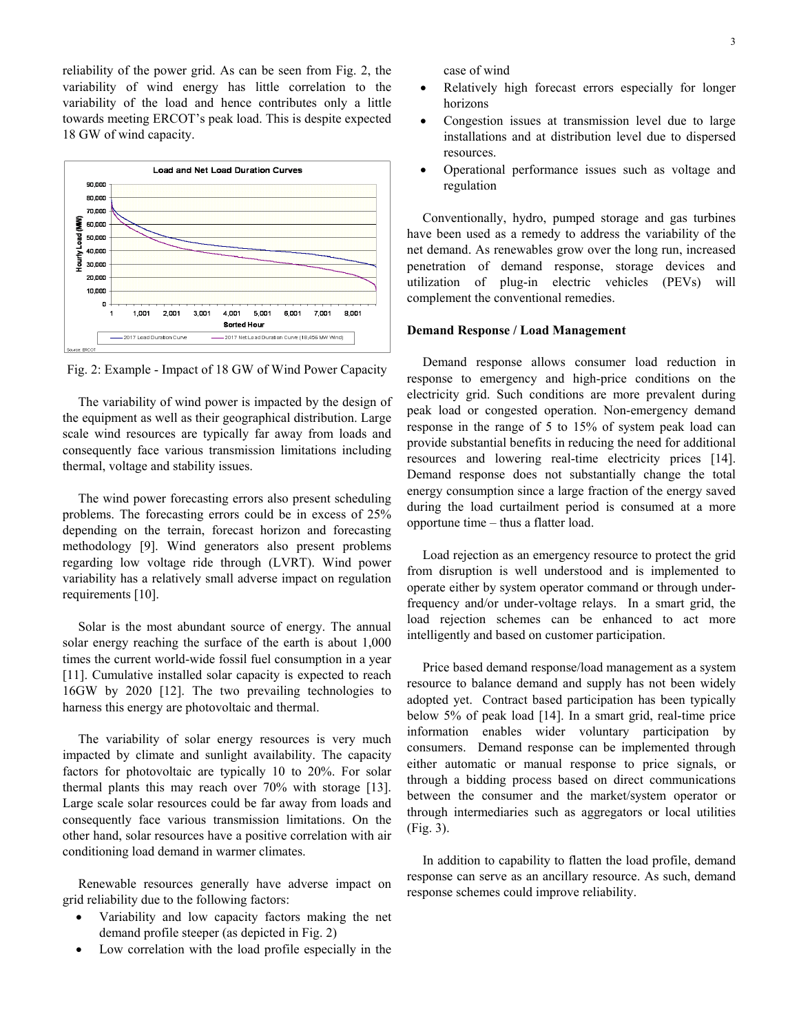reliability of the power grid. As can be seen from Fig. 2, the variability of wind energy has little correlation to the variability of the load and hence contributes only a little towards meeting ERCOT's peak load. This is despite expected 18 GW of wind capacity.

Load and Net Load Duration Curves

90,000
80,000
70,000
60,000
50,000
40,000
30,000
20,000
10,000
0

Hourly Load (MW)

1 1,001 2,001 3,001 4,001 5,001 6,001 7,001 8,001

Sorted Hour

2017 Load Duration Curve
2017 Net Load Duration Curve (18,456 MW Wind)

Source: ERCOT

Fig. 2: Example - Impact of 18 GW of Wind Power Capacity

The variability of wind power is impacted by the design of the equipment as well as their geographical distribution. Large scale wind resources are typically far away from loads and consequently face various transmission limitations including thermal, voltage and stability issues.

The wind power forecasting errors also present scheduling problems. The forecasting errors could be in excess of 25% depending on the terrain, forecast horizon and forecasting methodology [9]. Wind generators also present problems regarding low voltage ride through (LVRT). Wind power variability has a relatively small adverse impact on regulation requirements [10].

Solar is the most abundant source of energy. The annual solar energy reaching the surface of the earth is about 1,000 times the current world-wide fossil fuel consumption in a year [11]. Cumulative installed solar capacity is expected to reach 16GW by 2020 [12]. The two prevailing technologies to harness this energy are photovoltaic and thermal.

The variability of solar energy resources is very much impacted by climate and sunlight availability. The capacity factors for photovoltaic are typically 10 to 20%. For solar thermal plants this may reach over 70% with storage [13]. Large scale solar resources could be far away from loads and consequently face various transmission limitations. On the other hand, solar resources have a positive correlation with air conditioning load demand in warmer climates.

Renewable resources generally have adverse impact on grid reliability due to the following factors:

- Variability and low capacity factors making the net demand profile steeper (as depicted in Fig. 2)
- Low correlation with the load profile especially in the case of wind
- Relatively high forecast errors especially for longer horizons
- Congestion issues at transmission level due to large installations and at distribution level due to dispersed resources.
- Operational performance issues such as voltage and regulation

Conventionally, hydro, pumped storage and gas turbines have been used as a remedy to address the variability of the net demand. As renewables grow over the long run, increased penetration of demand response, storage devices and utilization of plug-in electric vehicles (PEVs) will complement the conventional remedies.

**Demand Response / Load Management**

Demand response allows consumer load reduction in response to emergency and high-price conditions on the electricity grid. Such conditions are more prevalent during peak load or congested operation. Non-emergency demand response in the range of 5 to 15% of system peak load can provide substantial benefits in reducing the need for additional resources and lowering real-time electricity prices [14]. Demand response does not substantially change the total energy consumption since a large fraction of the energy saved during the load curtailment period is consumed at a more opportune time – thus a flatter load.

Load rejection as an emergency resource to protect the grid from disruption is well understood and is implemented to operate either by system operator command or through under-frequency and/or under-voltage relays. In a smart grid, the load rejection schemes can be enhanced to act more intelligently and based on customer participation.

Price based demand response/load management as a system resource to balance demand and supply has not been widely adopted yet. Contract based participation has been typically below 5% of peak load [14]. In a smart grid, real-time price information enables wider voluntary participation by consumers. Demand response can be implemented through either automatic or manual response to price signals, or through a bidding process based on direct communications between the consumer and the market/system operator or through intermediaries such as aggregators or local utilities (Fig. 3).

In addition to capability to flatten the load profile, demand response can serve as an ancillary resource. As such, demand response schemes could improve reliability.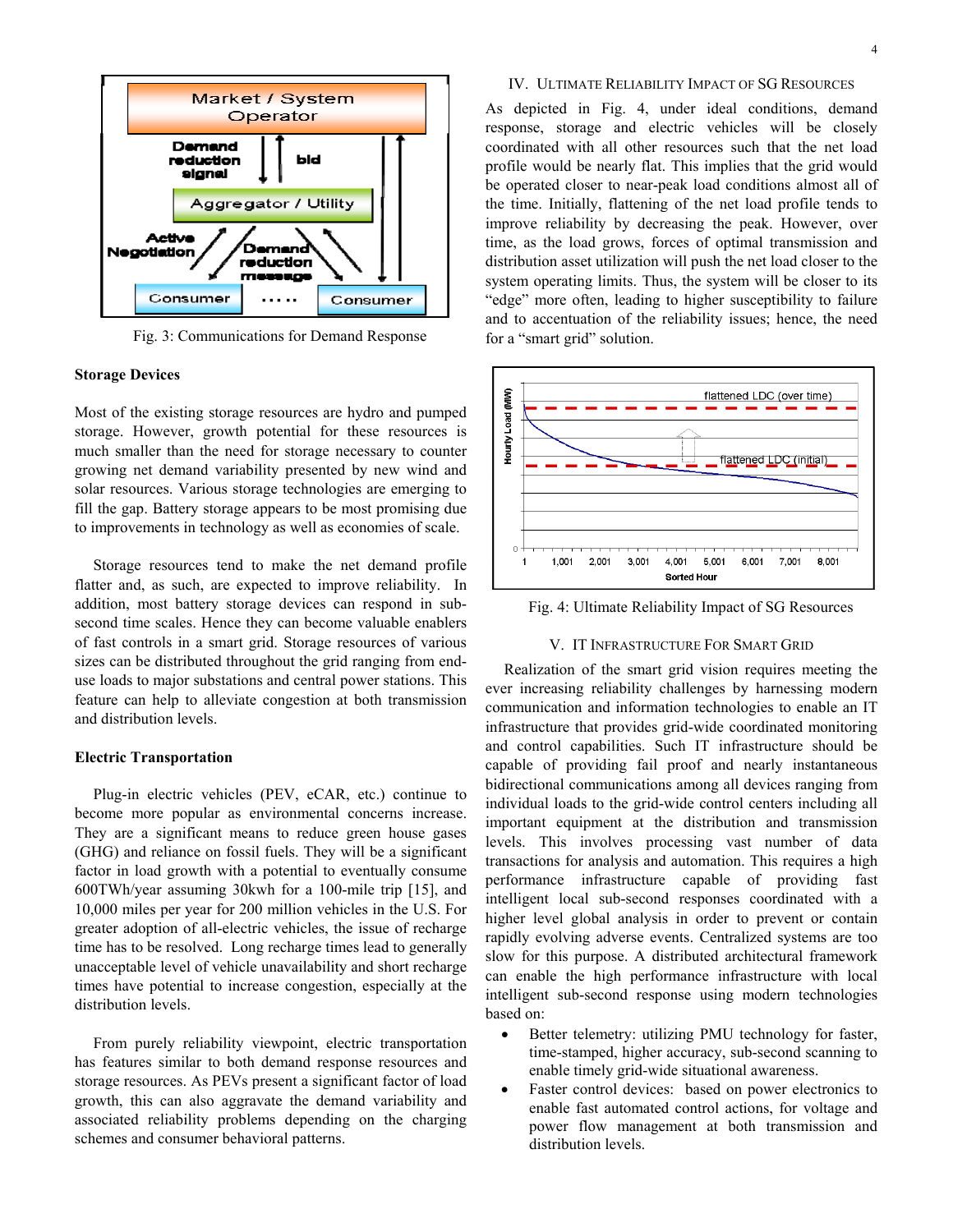Fig. 3: Communications for Demand Response

### Storage Devices

Most of the existing storage resources are hydro and pumped storage. However, growth potential for these resources is much smaller than the need for storage necessary to counter growing net demand variability presented by new wind and solar resources. Various storage technologies are emerging to fill the gap. Battery storage appears to be most promising due to improvements in technology as well as economies of scale.

Storage resources tend to make the net demand profile flatter and, as such, are expected to improve reliability. In addition, most battery storage devices can respond in sub-second time scales. Hence they can become valuable enablers of fast controls in a smart grid. Storage resources of various sizes can be distributed throughout the grid ranging from end-use loads to major substations and central power stations. This feature can help to alleviate congestion at both transmission and distribution levels.

### Electric Transportation

Plug-in electric vehicles (PEV, eCAR, etc.) continue to become more popular as environmental concerns increase. They are a significant means to reduce green house gases (GHG) and reliance on fossil fuels. They will be a significant factor in load growth with a potential to eventually consume 600TWh/year assuming 30kwh for a 100-mile trip [15], and 10,000 miles per year for 200 million vehicles in the U.S. For greater adoption of all-electric vehicles, the issue of recharge time has to be resolved. Long recharge times lead to generally unacceptable level of vehicle unavailability and short recharge times have potential to increase congestion, especially at the distribution levels.

From purely reliability viewpoint, electric transportation has features similar to both demand response resources and storage resources. As PEVs present a significant factor of load growth, this can also aggravate the demand variability and associated reliability problems depending on the charging schemes and consumer behavioral patterns.

## IV. Ultimate Reliability Impact of SG Resources

As depicted in Fig. 4, under ideal conditions, demand response, storage and electric vehicles will be closely coordinated with all other resources such that the net load profile would be nearly flat. This implies that the grid would be operated closer to near-peak load conditions almost all of the time. Initially, flattening of the net load profile tends to improve reliability by decreasing the peak. However, over time, as the load grows, forces of optimal transmission and distribution asset utilization will push the net load closer to the system operating limits. Thus, the system will be closer to its "edge" more often, leading to higher susceptibility to failure and to accentuation of the reliability issues; hence, the need for a "smart grid" solution.

Fig. 4: Ultimate Reliability Impact of SG Resources

## V. IT Infrastructure For Smart Grid

Realization of the smart grid vision requires meeting the ever increasing reliability challenges by harnessing modern communication and information technologies to enable an IT infrastructure that provides grid-wide coordinated monitoring and control capabilities. Such IT infrastructure should be capable of providing fail proof and nearly instantaneous bidirectional communications among all devices ranging from individual loads to the grid-wide control centers including all important equipment at the distribution and transmission levels. This involves processing vast number of data transactions for analysis and automation. This requires a high performance infrastructure capable of providing fast intelligent local sub-second responses coordinated with a higher level global analysis in order to prevent or contain rapidly evolving adverse events. Centralized systems are too slow for this purpose. A distributed architectural framework can enable the high performance infrastructure with local intelligent sub-second response using modern technologies based on:

- Better telemetry: utilizing PMU technology for faster, time-stamped, higher accuracy, sub-second scanning to enable timely grid-wide situational awareness.
- Faster control devices: based on power electronics to enable fast automated control actions, for voltage and power flow management at both transmission and distribution levels.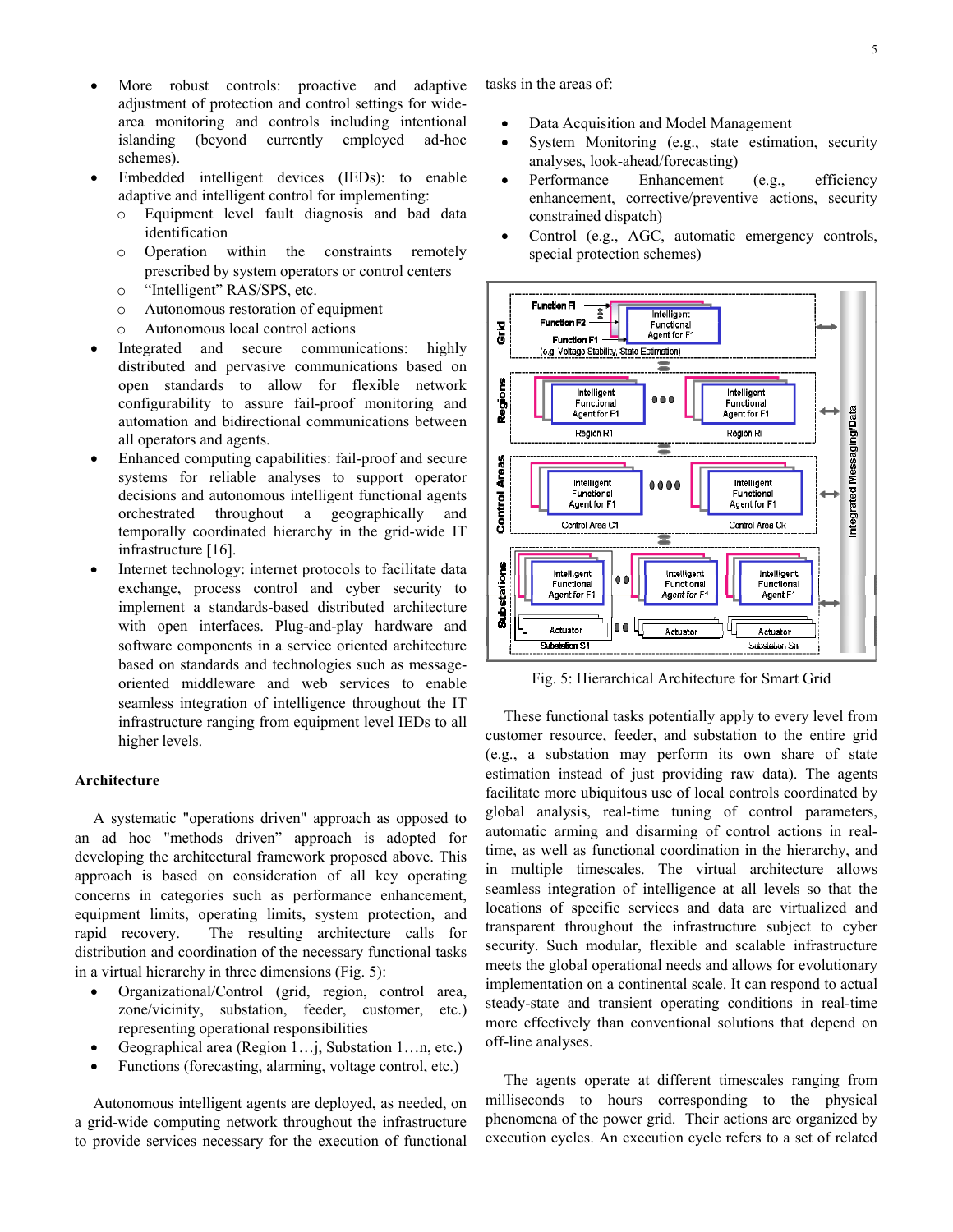- More robust controls: proactive and adaptive adjustment of protection and control settings for wide-area monitoring and controls including intentional islanding (beyond currently employed ad-hoc schemes).
- Embedded intelligent devices (IEDs): to enable adaptive and intelligent control for implementing:
  - Equipment level fault diagnosis and bad data identification
  - Operation within the constraints remotely prescribed by system operators or control centers
  - "Intelligent" RAS/SPS, etc.
  - Autonomous restoration of equipment
  - Autonomous local control actions
- Integrated and secure communications: highly distributed and pervasive communications based on open standards to allow for flexible network configurability to assure fail-proof monitoring and automation and bidirectional communications between all operators and agents.
- Enhanced computing capabilities: fail-proof and secure systems for reliable analyses to support operator decisions and autonomous intelligent functional agents orchestrated throughout a geographically and temporally coordinated hierarchy in the grid-wide IT infrastructure [16].
- Internet technology: internet protocols to facilitate data exchange, process control and cyber security to implement a standards-based distributed architecture with open interfaces. Plug-and-play hardware and software components in a service oriented architecture based on standards and technologies such as message-oriented middleware and web services to enable seamless integration of intelligence throughout the IT infrastructure ranging from equipment level IEDs to all higher levels.

### Architecture

A systematic "operations driven" approach as opposed to an ad hoc "methods driven" approach is adopted for developing the architectural framework proposed above. This approach is based on consideration of all key operating concerns in categories such as performance enhancement, equipment limits, operating limits, system protection, and rapid recovery. The resulting architecture calls for distribution and coordination of the necessary functional tasks in a virtual hierarchy in three dimensions (Fig. 5):

- Organizational/Control (grid, region, control area, zone/vicinity, substation, feeder, customer, etc.) representing operational responsibilities
- Geographical area (Region 1…j, Substation 1…n, etc.)
- Functions (forecasting, alarming, voltage control, etc.)

Autonomous intelligent agents are deployed, as needed, on a grid-wide computing network throughout the infrastructure to provide services necessary for the execution of functional tasks in the areas of:

- Data Acquisition and Model Management
- System Monitoring (e.g., state estimation, security analyses, look-ahead/forecasting)
- Performance Enhancement (e.g., efficiency enhancement, corrective/preventive actions, security constrained dispatch)
- Control (e.g., AGC, automatic emergency controls, special protection schemes)

Fig. 5: Hierarchical Architecture for Smart Grid

These functional tasks potentially apply to every level from customer resource, feeder, and substation to the entire grid (e.g., a substation may perform its own share of state estimation instead of just providing raw data). The agents facilitate more ubiquitous use of local controls coordinated by global analysis, real-time tuning of control parameters, automatic arming and disarming of control actions in real-time, as well as functional coordination in the hierarchy, and in multiple timescales. The virtual architecture allows seamless integration of intelligence at all levels so that the locations of specific services and data are virtualized and transparent throughout the infrastructure subject to cyber security. Such modular, flexible and scalable infrastructure meets the global operational needs and allows for evolutionary implementation on a continental scale. It can respond to actual steady-state and transient operating conditions in real-time more effectively than conventional solutions that depend on off-line analyses.

The agents operate at different timescales ranging from milliseconds to hours corresponding to the physical phenomena of the power grid. Their actions are organized by execution cycles. An execution cycle refers to a set of related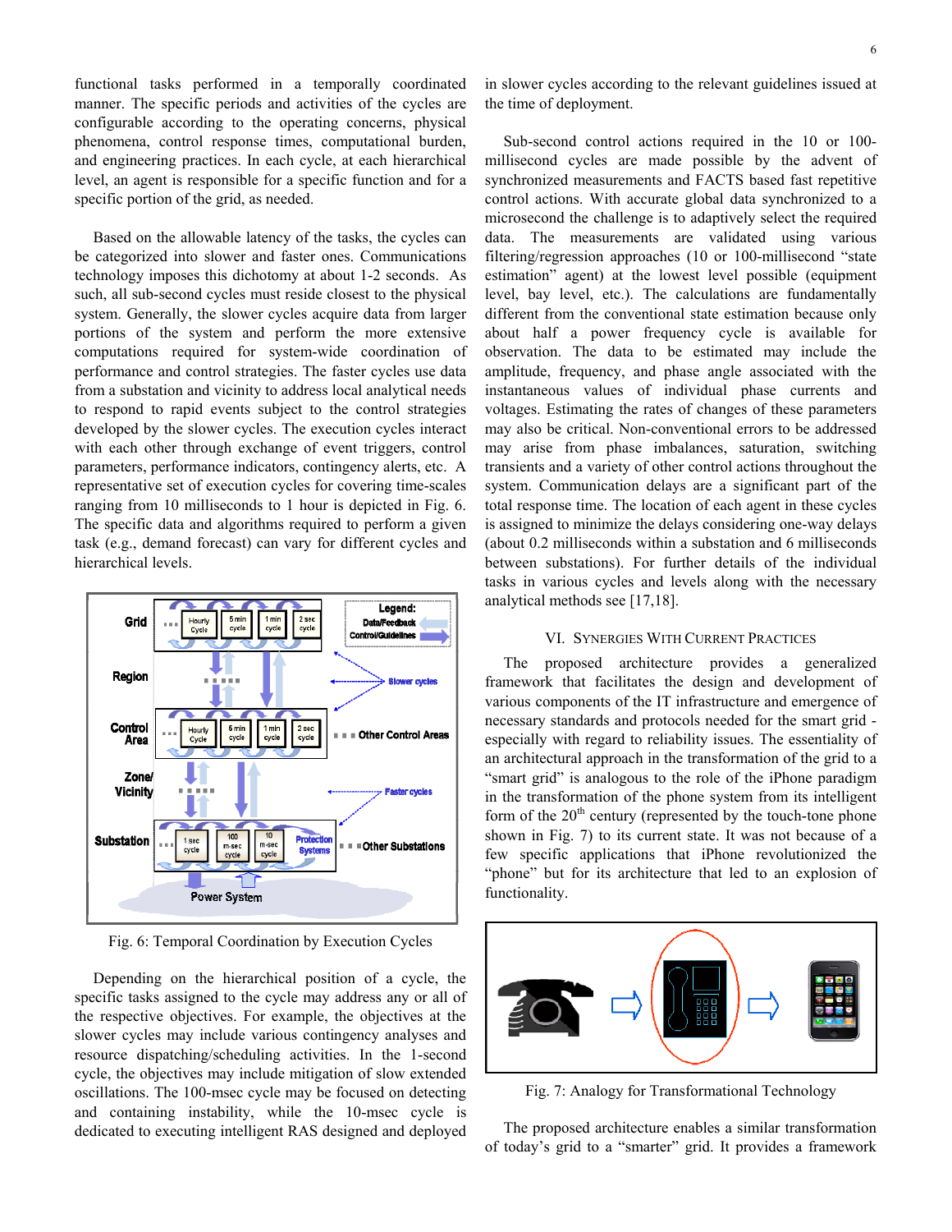functional tasks performed in a temporally coordinated manner. The specific periods and activities of the cycles are configurable according to the operating concerns, physical phenomena, control response times, computational burden, and engineering practices. In each cycle, at each hierarchical level, an agent is responsible for a specific function and for a specific portion of the grid, as needed.

Based on the allowable latency of the tasks, the cycles can be categorized into slower and faster ones. Communications technology imposes this dichotomy at about 1-2 seconds. As such, all sub-second cycles must reside closest to the physical system. Generally, the slower cycles acquire data from larger portions of the system and perform the more extensive computations required for system-wide coordination of performance and control strategies. The faster cycles use data from a substation and vicinity to address local analytical needs to respond to rapid events subject to the control strategies developed by the slower cycles. The execution cycles interact with each other through exchange of event triggers, control parameters, performance indicators, contingency alerts, etc. A representative set of execution cycles for covering time-scales ranging from 10 milliseconds to 1 hour is depicted in Fig. 6. The specific data and algorithms required to perform a given task (e.g., demand forecast) can vary for different cycles and hierarchical levels.

Fig. 6: Temporal Coordination by Execution Cycles

Depending on the hierarchical position of a cycle, the specific tasks assigned to the cycle may address any or all of the respective objectives. For example, the objectives at the slower cycles may include various contingency analyses and resource dispatching/scheduling activities. In the 1-second cycle, the objectives may include mitigation of slow extended oscillations. The 100-msec cycle may be focused on detecting and containing instability, while the 10-msec cycle is dedicated to executing intelligent RAS designed and deployed in slower cycles according to the relevant guidelines issued at the time of deployment.

Sub-second control actions required in the 10 or 100-millisecond cycles are made possible by the advent of synchronized measurements and FACTS based fast repetitive control actions. With accurate global data synchronized to a microsecond the challenge is to adaptively select the required data. The measurements are validated using various filtering/regression approaches (10 or 100-millisecond "state estimation" agent) at the lowest level possible (equipment level, bay level, etc.). The calculations are fundamentally different from the conventional state estimation because only about half a power frequency cycle is available for observation. The data to be estimated may include the amplitude, frequency, and phase angle associated with the instantaneous values of individual phase currents and voltages. Estimating the rates of changes of these parameters may also be critical. Non-conventional errors to be addressed may arise from phase imbalances, saturation, switching transients and a variety of other control actions throughout the system. Communication delays are a significant part of the total response time. The location of each agent in these cycles is assigned to minimize the delays considering one-way delays (about 0.2 milliseconds within a substation and 6 milliseconds between substations). For further details of the individual tasks in various cycles and levels along with the necessary analytical methods see [17,18].

## VI. Synergies With Current Practices

The proposed architecture provides a generalized framework that facilitates the design and development of various components of the IT infrastructure and emergence of necessary standards and protocols needed for the smart grid - especially with regard to reliability issues. The essentiality of an architectural approach in the transformation of the grid to a "smart grid" is analogous to the role of the iPhone paradigm in the transformation of the phone system from its intelligent form of the 20th century (represented by the touch-tone phone shown in Fig. 7) to its current state. It was not because of a few specific applications that iPhone revolutionized the "phone" but for its architecture that led to an explosion of functionality.

Fig. 7: Analogy for Transformational Technology

The proposed architecture enables a similar transformation of today's grid to a "smarter" grid. It provides a framework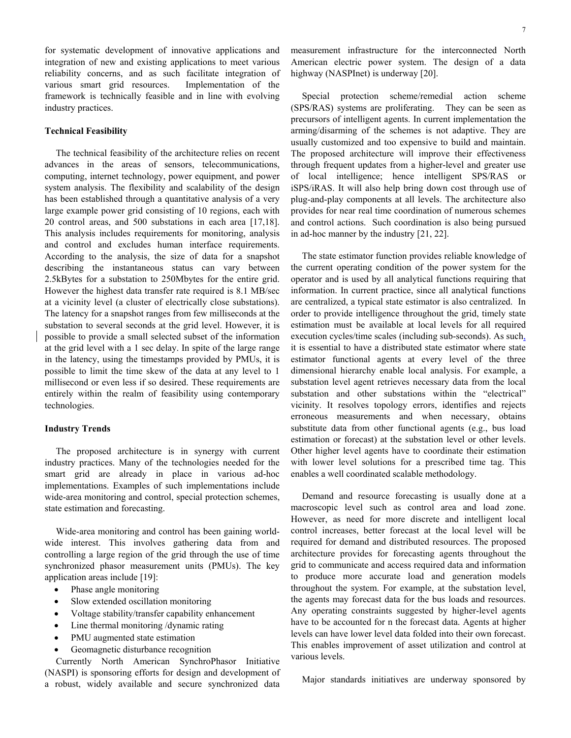for systematic development of innovative applications and integration of new and existing applications to meet various reliability concerns, and as such facilitate integration of various smart grid resources. Implementation of the framework is technically feasible and in line with evolving industry practices.

**Technical Feasibility**

The technical feasibility of the architecture relies on recent advances in the areas of sensors, telecommunications, computing, internet technology, power equipment, and power system analysis. The flexibility and scalability of the design has been established through a quantitative analysis of a very large example power grid consisting of 10 regions, each with 20 control areas, and 500 substations in each area [17,18]. This analysis includes requirements for monitoring, analysis and control and excludes human interface requirements. According to the analysis, the size of data for a snapshot describing the instantaneous status can vary between 2.5kBytes for a substation to 250Mbytes for the entire grid. However the highest data transfer rate required is 8.1 MB/sec at a vicinity level (a cluster of electrically close substations). The latency for a snapshot ranges from few milliseconds at the substation to several seconds at the grid level. However, it is possible to provide a small selected subset of the information at the grid level with a 1 sec delay. In spite of the large range in the latency, using the timestamps provided by PMUs, it is possible to limit the time skew of the data at any level to 1 millisecond or even less if so desired. These requirements are entirely within the realm of feasibility using contemporary technologies.

**Industry Trends**

The proposed architecture is in synergy with current industry practices. Many of the technologies needed for the smart grid are already in place in various ad-hoc implementations. Examples of such implementations include wide-area monitoring and control, special protection schemes, state estimation and forecasting.

Wide-area monitoring and control has been gaining world-wide interest. This involves gathering data from and controlling a large region of the grid through the use of time synchronized phasor measurement units (PMUs). The key application areas include [19]:

- Phase angle monitoring
- Slow extended oscillation monitoring
- Voltage stability/transfer capability enhancement
- Line thermal monitoring /dynamic rating
- PMU augmented state estimation
- Geomagnetic disturbance recognition

Currently North American SynchroPhasor Initiative (NASPI) is sponsoring efforts for design and development of a robust, widely available and secure synchronized data measurement infrastructure for the interconnected North American electric power system. The design of a data highway (NASPInet) is underway [20].

Special protection scheme/remedial action scheme (SPS/RAS) systems are proliferating. They can be seen as precursors of intelligent agents. In current implementation the arming/disarming of the schemes is not adaptive. They are usually customized and too expensive to build and maintain. The proposed architecture will improve their effectiveness through frequent updates from a higher-level and greater use of local intelligence; hence intelligent SPS/RAS or iSPS/iRAS. It will also help bring down cost through use of plug-and-play components at all levels. The architecture also provides for near real time coordination of numerous schemes and control actions. Such coordination is also being pursued in ad-hoc manner by the industry [21, 22].

The state estimator function provides reliable knowledge of the current operating condition of the power system for the operator and is used by all analytical functions requiring that information. In current practice, since all analytical functions are centralized, a typical state estimator is also centralized. In order to provide intelligence throughout the grid, timely state estimation must be available at local levels for all required execution cycles/time scales (including sub-seconds). As such, it is essential to have a distributed state estimator where state estimator functional agents at every level of the three dimensional hierarchy enable local analysis. For example, a substation level agent retrieves necessary data from the local substation and other substations within the "electrical" vicinity. It resolves topology errors, identifies and rejects erroneous measurements and when necessary, obtains substitute data from other functional agents (e.g., bus load estimation or forecast) at the substation level or other levels. Other higher level agents have to coordinate their estimation with lower level solutions for a prescribed time tag. This enables a well coordinated scalable methodology.

Demand and resource forecasting is usually done at a macroscopic level such as control area and load zone. However, as need for more discrete and intelligent local control increases, better forecast at the local level will be required for demand and distributed resources. The proposed architecture provides for forecasting agents throughout the grid to communicate and access required data and information to produce more accurate load and generation models throughout the system. For example, at the substation level, the agents may forecast data for the bus loads and resources. Any operating constraints suggested by higher-level agents have to be accounted for n the forecast data. Agents at higher levels can have lower level data folded into their own forecast. This enables improvement of asset utilization and control at various levels.

Major standards initiatives are underway sponsored by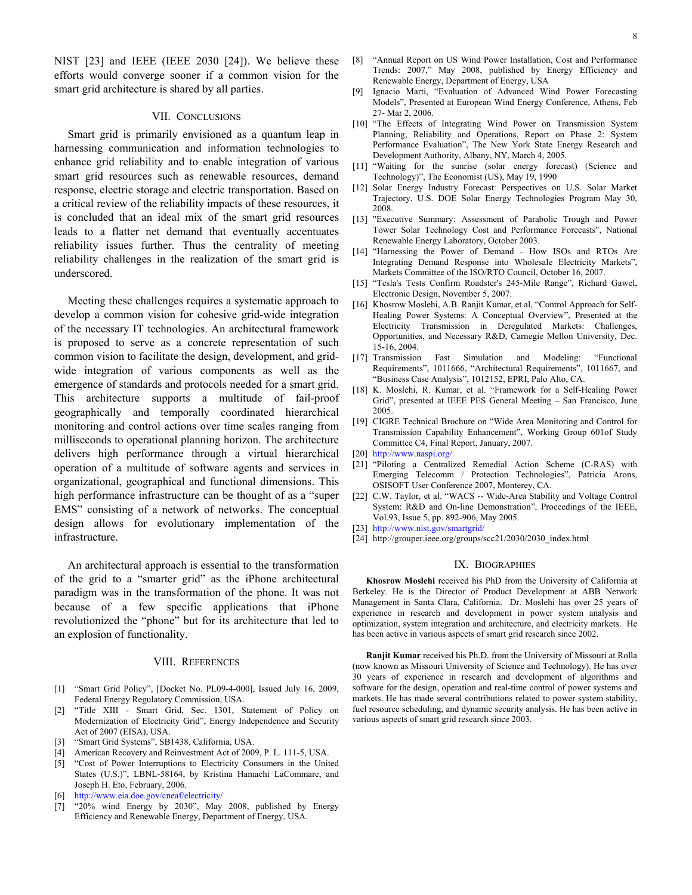NIST [23] and IEEE (IEEE 2030 [24]). We believe these efforts would converge sooner if a common vision for the smart grid architecture is shared by all parties.

## VII. Conclusions

Smart grid is primarily envisioned as a quantum leap in harnessing communication and information technologies to enhance grid reliability and to enable integration of various smart grid resources such as renewable resources, demand response, electric storage and electric transportation. Based on a critical review of the reliability impacts of these resources, it is concluded that an ideal mix of the smart grid resources leads to a flatter net demand that eventually accentuates reliability issues further. Thus the centrality of meeting reliability challenges in the realization of the smart grid is underscored.

Meeting these challenges requires a systematic approach to develop a common vision for cohesive grid-wide integration of the necessary IT technologies. An architectural framework is proposed to serve as a concrete representation of such common vision to facilitate the design, development, and grid-wide integration of various components as well as the emergence of standards and protocols needed for a smart grid. This architecture supports a multitude of fail-proof geographically and temporally coordinated hierarchical monitoring and control actions over time scales ranging from milliseconds to operational planning horizon. The architecture delivers high performance through a virtual hierarchical operation of a multitude of software agents and services in organizational, geographical and functional dimensions. This high performance infrastructure can be thought of as a "super EMS" consisting of a network of networks. The conceptual design allows for evolutionary implementation of the infrastructure.

An architectural approach is essential to the transformation of the grid to a "smarter grid" as the iPhone architectural paradigm was in the transformation of the phone. It was not because of a few specific applications that iPhone revolutionized the "phone" but for its architecture that led to an explosion of functionality.

## VIII. References

[1] "Smart Grid Policy", [Docket No. PL09-4-000], Issued July 16, 2009, Federal Energy Regulatory Commission, USA.

[2] "Title XIII - Smart Grid, Sec. 1301, Statement of Policy on Modernization of Electricity Grid", Energy Independence and Security Act of 2007 (EISA), USA.

[3] "Smart Grid Systems", SB1438, California, USA.

[4] American Recovery and Reinvestment Act of 2009, P. L. 111-5, USA.

[5] "Cost of Power Interruptions to Electricity Consumers in the United States (U.S.)", LBNL-58164, by Kristina Hamachi LaCommare, and Joseph H. Eto, February, 2006.

[6] http://www.eia.doe.gov/cneaf/electricity/

[7] "20% wind Energy by 2030", May 2008, published by Energy Efficiency and Renewable Energy, Department of Energy, USA.

[8] "Annual Report on US Wind Power Installation, Cost and Performance Trends: 2007," May 2008, published by Energy Efficiency and Renewable Energy, Department of Energy, USA

[9] Ignacio Marti, "Evaluation of Advanced Wind Power Forecasting Models", Presented at European Wind Energy Conference, Athens, Feb 27- Mar 2, 2006.

[10] "The Effects of Integrating Wind Power on Transmission System Planning, Reliability and Operations, Report on Phase 2: System Performance Evaluation", The New York State Energy Research and Development Authority, Albany, NY, March 4, 2005.

[11] "Waiting for the sunrise (solar energy forecast) (Science and Technology)", The Economist (US), May 19, 1990

[12] Solar Energy Industry Forecast: Perspectives on U.S. Solar Market Trajectory, U.S. DOE Solar Energy Technologies Program May 30, 2008.

[13] "Executive Summary: Assessment of Parabolic Trough and Power Tower Solar Technology Cost and Performance Forecasts", National Renewable Energy Laboratory, October 2003.

[14] "Harnessing the Power of Demand - How ISOs and RTOs Are Integrating Demand Response into Wholesale Electricity Markets", Markets Committee of the ISO/RTO Council, October 16, 2007.

[15] "Tesla's Tests Confirm Roadster's 245-Mile Range", Richard Gawel, Electronic Design, November 5, 2007.

[16] Khosrow Moslehi, A.B. Ranjit Kumar, et al, "Control Approach for Self-Healing Power Systems: A Conceptual Overview", Presented at the Electricity Transmission in Deregulated Markets: Challenges, Opportunities, and Necessary R&D, Carnegie Mellon University, Dec. 15-16, 2004.

[17] Transmission Fast Simulation and Modeling: "Functional Requirements", 1011666, "Architectural Requirements", 1011667, and "Business Case Analysis", 1012152, EPRI, Palo Alto, CA.

[18] K. Moslehi, R. Kumar, et al. "Framework for a Self-Healing Power Grid", presented at IEEE PES General Meeting – San Francisco, June 2005.

[19] CIGRE Technical Brochure on "Wide Area Monitoring and Control for Transmission Capability Enhancement", Working Group 601of Study Committee C4, Final Report, January, 2007.

[20] http://www.naspi.org/

[21] "Piloting a Centralized Remedial Action Scheme (C-RAS) with Emerging Telecomm / Protection Technologies", Patricia Arons, OSISOFT User Conference 2007, Monterey, CA.

[22] C.W. Taylor, et al. "WACS -- Wide-Area Stability and Voltage Control System: R&D and On-line Demonstration", Proceedings of the IEEE, Vol.93, Issue 5, pp. 892-906, May 2005.

[23] http://www.nist.gov/smartgrid/

[24] http://grouper.ieee.org/groups/scc21/2030/2030_index.html

## IX. Biographies

**Khosrow Moslehi** received his PhD from the University of California at Berkeley. He is the Director of Product Development at ABB Network Management in Santa Clara, California. Dr. Moslehi has over 25 years of experience in research and development in power system analysis and optimization, system integration and architecture, and electricity markets. He has been active in various aspects of smart grid research since 2002.

**Ranjit Kumar** received his Ph.D. from the University of Missouri at Rolla (now known as Missouri University of Science and Technology). He has over 30 years of experience in research and development of algorithms and software for the design, operation and real-time control of power systems and markets. He has made several contributions related to power system stability, fuel resource scheduling, and dynamic security analysis. He has been active in various aspects of smart grid research since 2003.